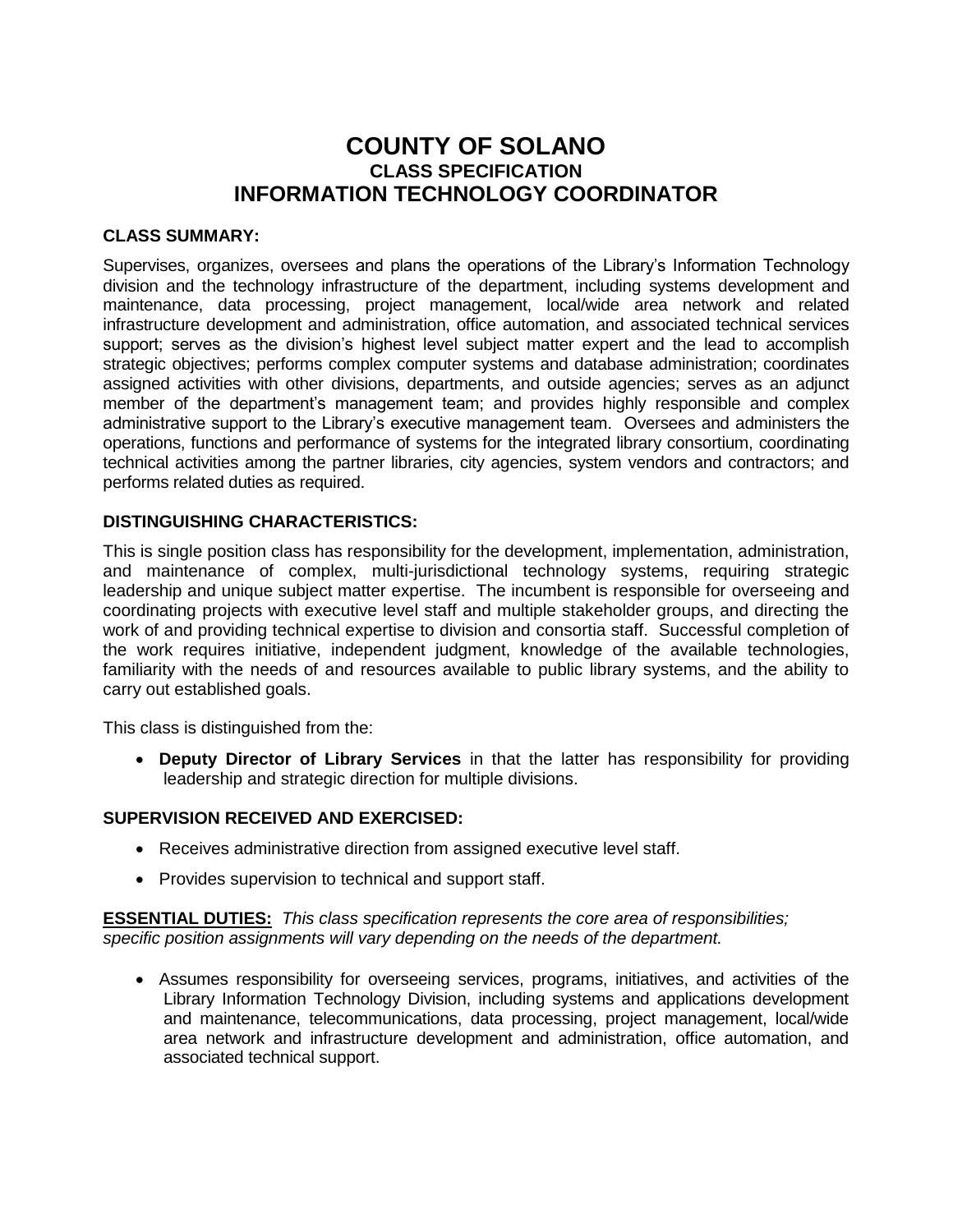# COUNTY OF SOLANO
### CLASS SPECIFICATION
## INFORMATION TECHNOLOGY COORDINATOR

**CLASS SUMMARY:**

Supervises, organizes, oversees and plans the operations of the Library's Information Technology division and the technology infrastructure of the department, including systems development and maintenance, data processing, project management, local/wide area network and related infrastructure development and administration, office automation, and associated technical services support; serves as the division's highest level subject matter expert and the lead to accomplish strategic objectives; performs complex computer systems and database administration; coordinates assigned activities with other divisions, departments, and outside agencies; serves as an adjunct member of the department's management team; and provides highly responsible and complex administrative support to the Library's executive management team. Oversees and administers the operations, functions and performance of systems for the integrated library consortium, coordinating technical activities among the partner libraries, city agencies, system vendors and contractors; and performs related duties as required.

**DISTINGUISHING CHARACTERISTICS:**

This is single position class has responsibility for the development, implementation, administration, and maintenance of complex, multi-jurisdictional technology systems, requiring strategic leadership and unique subject matter expertise. The incumbent is responsible for overseeing and coordinating projects with executive level staff and multiple stakeholder groups, and directing the work of and providing technical expertise to division and consortia staff. Successful completion of the work requires initiative, independent judgment, knowledge of the available technologies, familiarity with the needs of and resources available to public library systems, and the ability to carry out established goals.

This class is distinguished from the:

- **Deputy Director of Library Services** in that the latter has responsibility for providing leadership and strategic direction for multiple divisions.

**SUPERVISION RECEIVED AND EXERCISED:**

- Receives administrative direction from assigned executive level staff.
- Provides supervision to technical and support staff.

**ESSENTIAL DUTIES:** *This class specification represents the core area of responsibilities; specific position assignments will vary depending on the needs of the department.*

- Assumes responsibility for overseeing services, programs, initiatives, and activities of the Library Information Technology Division, including systems and applications development and maintenance, telecommunications, data processing, project management, local/wide area network and infrastructure development and administration, office automation, and associated technical support.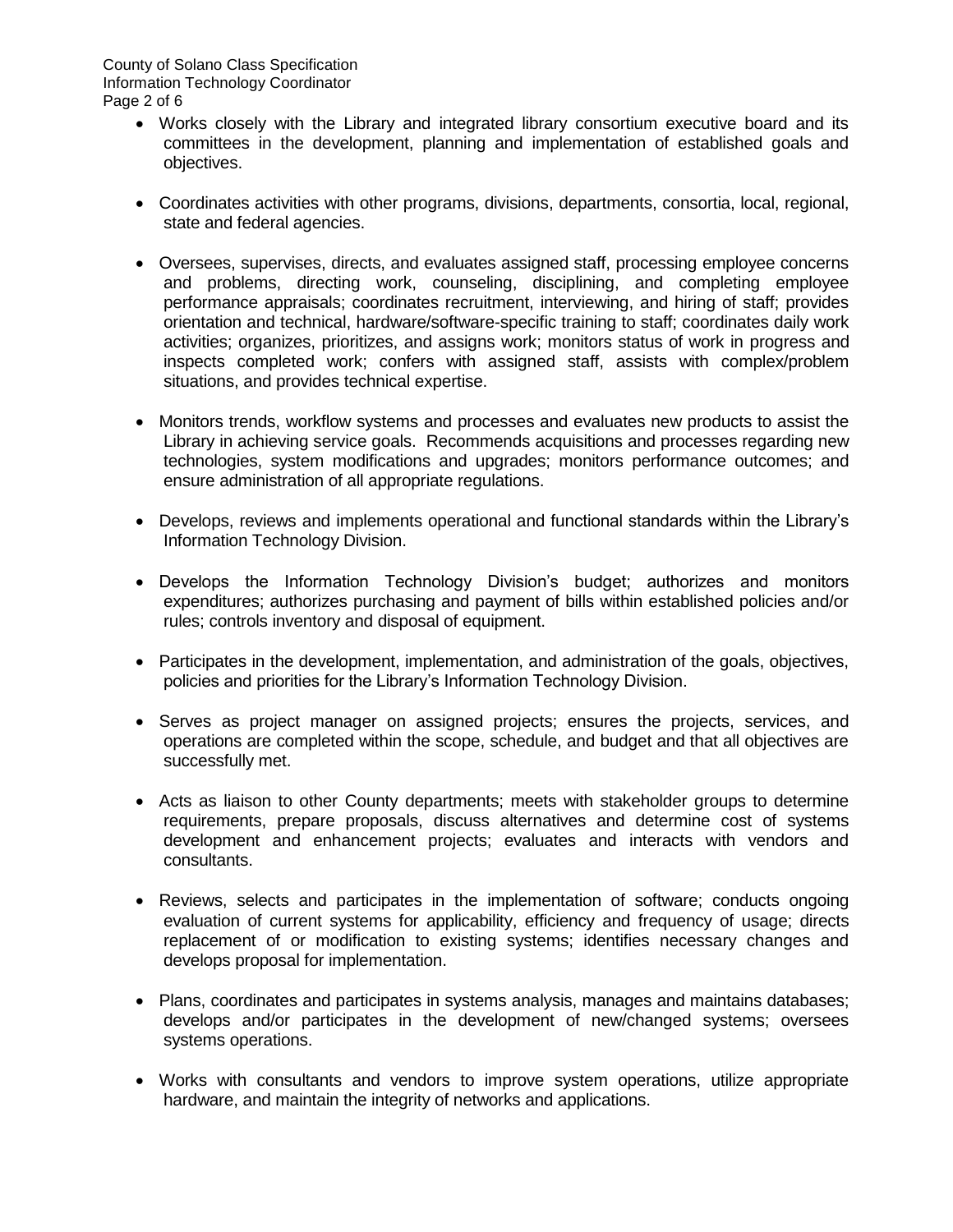- Works closely with the Library and integrated library consortium executive board and its committees in the development, planning and implementation of established goals and objectives.

- Coordinates activities with other programs, divisions, departments, consortia, local, regional, state and federal agencies.

- Oversees, supervises, directs, and evaluates assigned staff, processing employee concerns and problems, directing work, counseling, disciplining, and completing employee performance appraisals; coordinates recruitment, interviewing, and hiring of staff; provides orientation and technical, hardware/software-specific training to staff; coordinates daily work activities; organizes, prioritizes, and assigns work; monitors status of work in progress and inspects completed work; confers with assigned staff, assists with complex/problem situations, and provides technical expertise.

- Monitors trends, workflow systems and processes and evaluates new products to assist the Library in achieving service goals. Recommends acquisitions and processes regarding new technologies, system modifications and upgrades; monitors performance outcomes; and ensure administration of all appropriate regulations.

- Develops, reviews and implements operational and functional standards within the Library's Information Technology Division.

- Develops the Information Technology Division's budget; authorizes and monitors expenditures; authorizes purchasing and payment of bills within established policies and/or rules; controls inventory and disposal of equipment.

- Participates in the development, implementation, and administration of the goals, objectives, policies and priorities for the Library's Information Technology Division.

- Serves as project manager on assigned projects; ensures the projects, services, and operations are completed within the scope, schedule, and budget and that all objectives are successfully met.

- Acts as liaison to other County departments; meets with stakeholder groups to determine requirements, prepare proposals, discuss alternatives and determine cost of systems development and enhancement projects; evaluates and interacts with vendors and consultants.

- Reviews, selects and participates in the implementation of software; conducts ongoing evaluation of current systems for applicability, efficiency and frequency of usage; directs replacement of or modification to existing systems; identifies necessary changes and develops proposal for implementation.

- Plans, coordinates and participates in systems analysis, manages and maintains databases; develops and/or participates in the development of new/changed systems; oversees systems operations.

- Works with consultants and vendors to improve system operations, utilize appropriate hardware, and maintain the integrity of networks and applications.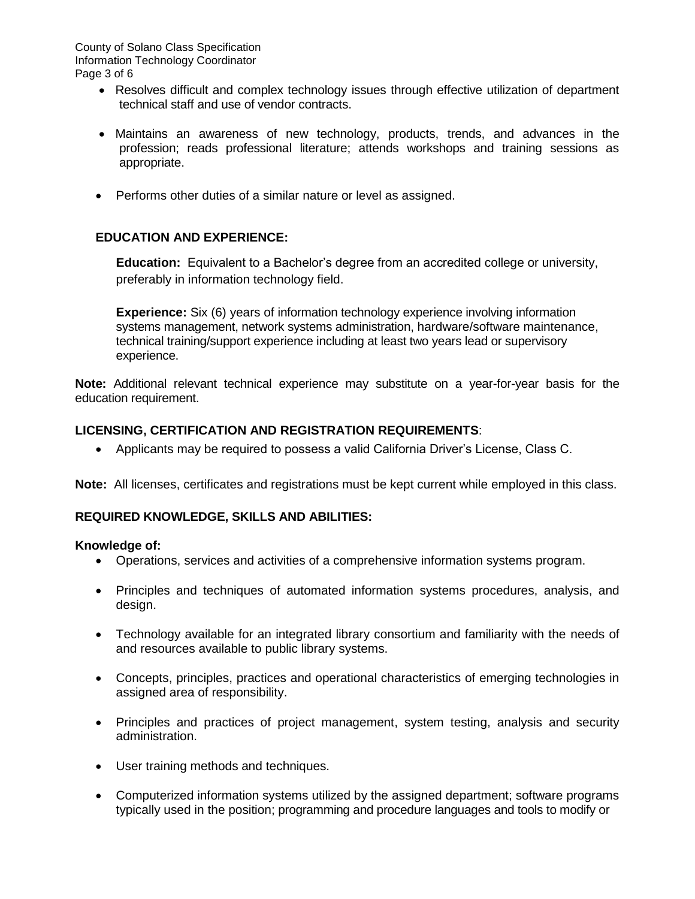- Resolves difficult and complex technology issues through effective utilization of department technical staff and use of vendor contracts.
- Maintains an awareness of new technology, products, trends, and advances in the profession; reads professional literature; attends workshops and training sessions as appropriate.
- Performs other duties of a similar nature or level as assigned.

## EDUCATION AND EXPERIENCE:

**Education:** Equivalent to a Bachelor's degree from an accredited college or university, preferably in information technology field.

**Experience:** Six (6) years of information technology experience involving information systems management, network systems administration, hardware/software maintenance, technical training/support experience including at least two years lead or supervisory experience.

**Note:** Additional relevant technical experience may substitute on a year-for-year basis for the education requirement.

## LICENSING, CERTIFICATION AND REGISTRATION REQUIREMENTS:

- Applicants may be required to possess a valid California Driver's License, Class C.

**Note:** All licenses, certificates and registrations must be kept current while employed in this class.

## REQUIRED KNOWLEDGE, SKILLS AND ABILITIES:

**Knowledge of:**

- Operations, services and activities of a comprehensive information systems program.
- Principles and techniques of automated information systems procedures, analysis, and design.
- Technology available for an integrated library consortium and familiarity with the needs of and resources available to public library systems.
- Concepts, principles, practices and operational characteristics of emerging technologies in assigned area of responsibility.
- Principles and practices of project management, system testing, analysis and security administration.
- User training methods and techniques.
- Computerized information systems utilized by the assigned department; software programs typically used in the position; programming and procedure languages and tools to modify or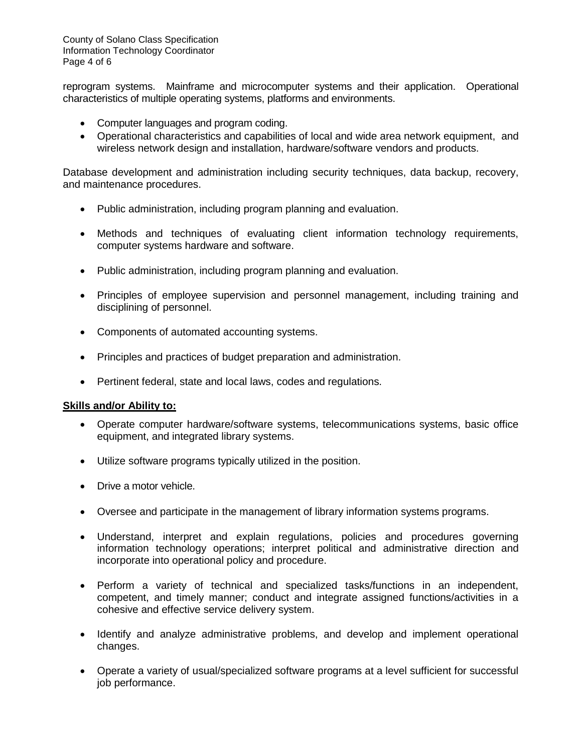reprogram systems. Mainframe and microcomputer systems and their application. Operational characteristics of multiple operating systems, platforms and environments.

- Computer languages and program coding.
- Operational characteristics and capabilities of local and wide area network equipment, and wireless network design and installation, hardware/software vendors and products.

Database development and administration including security techniques, data backup, recovery, and maintenance procedures.

- Public administration, including program planning and evaluation.
- Methods and techniques of evaluating client information technology requirements, computer systems hardware and software.
- Public administration, including program planning and evaluation.
- Principles of employee supervision and personnel management, including training and disciplining of personnel.
- Components of automated accounting systems.
- Principles and practices of budget preparation and administration.
- Pertinent federal, state and local laws, codes and regulations.

**Skills and/or Ability to:**

- Operate computer hardware/software systems, telecommunications systems, basic office equipment, and integrated library systems.
- Utilize software programs typically utilized in the position.
- Drive a motor vehicle.
- Oversee and participate in the management of library information systems programs.
- Understand, interpret and explain regulations, policies and procedures governing information technology operations; interpret political and administrative direction and incorporate into operational policy and procedure.
- Perform a variety of technical and specialized tasks/functions in an independent, competent, and timely manner; conduct and integrate assigned functions/activities in a cohesive and effective service delivery system.
- Identify and analyze administrative problems, and develop and implement operational changes.
- Operate a variety of usual/specialized software programs at a level sufficient for successful job performance.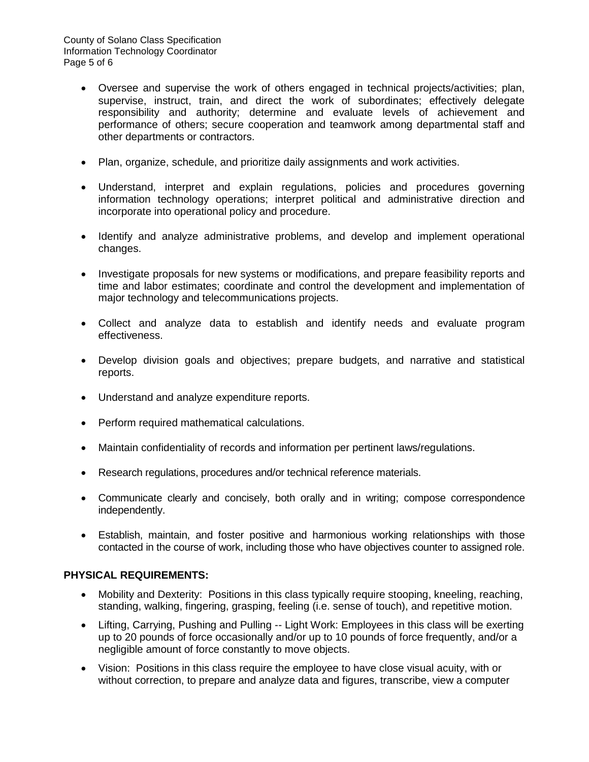- Oversee and supervise the work of others engaged in technical projects/activities; plan, supervise, instruct, train, and direct the work of subordinates; effectively delegate responsibility and authority; determine and evaluate levels of achievement and performance of others; secure cooperation and teamwork among departmental staff and other departments or contractors.

- Plan, organize, schedule, and prioritize daily assignments and work activities.

- Understand, interpret and explain regulations, policies and procedures governing information technology operations; interpret political and administrative direction and incorporate into operational policy and procedure.

- Identify and analyze administrative problems, and develop and implement operational changes.

- Investigate proposals for new systems or modifications, and prepare feasibility reports and time and labor estimates; coordinate and control the development and implementation of major technology and telecommunications projects.

- Collect and analyze data to establish and identify needs and evaluate program effectiveness.

- Develop division goals and objectives; prepare budgets, and narrative and statistical reports.

- Understand and analyze expenditure reports.

- Perform required mathematical calculations.

- Maintain confidentiality of records and information per pertinent laws/regulations.

- Research regulations, procedures and/or technical reference materials.

- Communicate clearly and concisely, both orally and in writing; compose correspondence independently.

- Establish, maintain, and foster positive and harmonious working relationships with those contacted in the course of work, including those who have objectives counter to assigned role.

## PHYSICAL REQUIREMENTS:

- Mobility and Dexterity: Positions in this class typically require stooping, kneeling, reaching, standing, walking, fingering, grasping, feeling (i.e. sense of touch), and repetitive motion.
- Lifting, Carrying, Pushing and Pulling -- Light Work: Employees in this class will be exerting up to 20 pounds of force occasionally and/or up to 10 pounds of force frequently, and/or a negligible amount of force constantly to move objects.
- Vision: Positions in this class require the employee to have close visual acuity, with or without correction, to prepare and analyze data and figures, transcribe, view a computer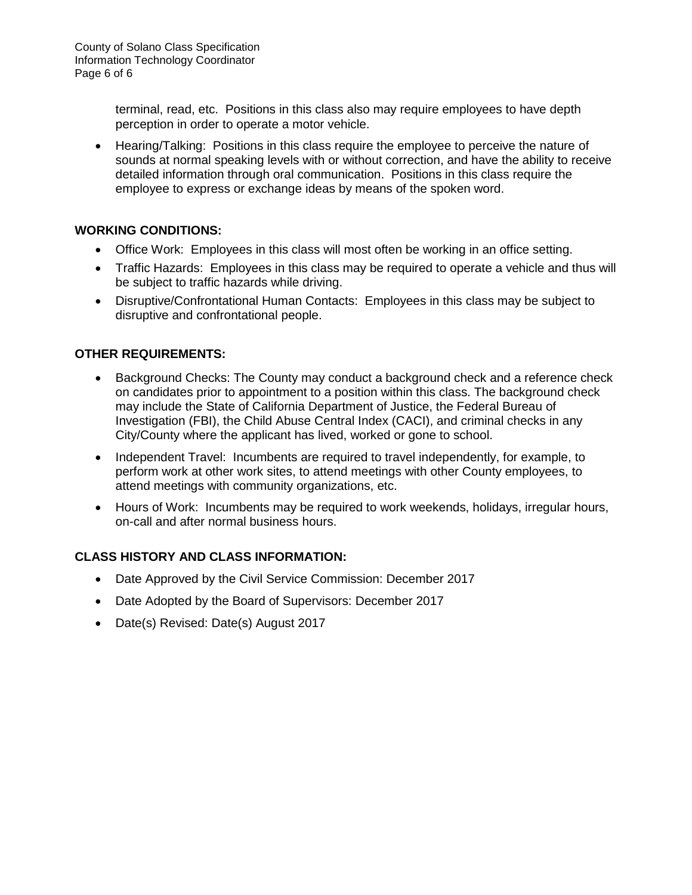terminal, read, etc. Positions in this class also may require employees to have depth perception in order to operate a motor vehicle.

- Hearing/Talking: Positions in this class require the employee to perceive the nature of sounds at normal speaking levels with or without correction, and have the ability to receive detailed information through oral communication. Positions in this class require the employee to express or exchange ideas by means of the spoken word.

## WORKING CONDITIONS:

- Office Work: Employees in this class will most often be working in an office setting.
- Traffic Hazards: Employees in this class may be required to operate a vehicle and thus will be subject to traffic hazards while driving.
- Disruptive/Confrontational Human Contacts: Employees in this class may be subject to disruptive and confrontational people.

## OTHER REQUIREMENTS:

- Background Checks: The County may conduct a background check and a reference check on candidates prior to appointment to a position within this class. The background check may include the State of California Department of Justice, the Federal Bureau of Investigation (FBI), the Child Abuse Central Index (CACI), and criminal checks in any City/County where the applicant has lived, worked or gone to school.
- Independent Travel: Incumbents are required to travel independently, for example, to perform work at other work sites, to attend meetings with other County employees, to attend meetings with community organizations, etc.
- Hours of Work: Incumbents may be required to work weekends, holidays, irregular hours, on-call and after normal business hours.

## CLASS HISTORY AND CLASS INFORMATION:

- Date Approved by the Civil Service Commission: December 2017
- Date Adopted by the Board of Supervisors: December 2017
- Date(s) Revised: Date(s) August 2017